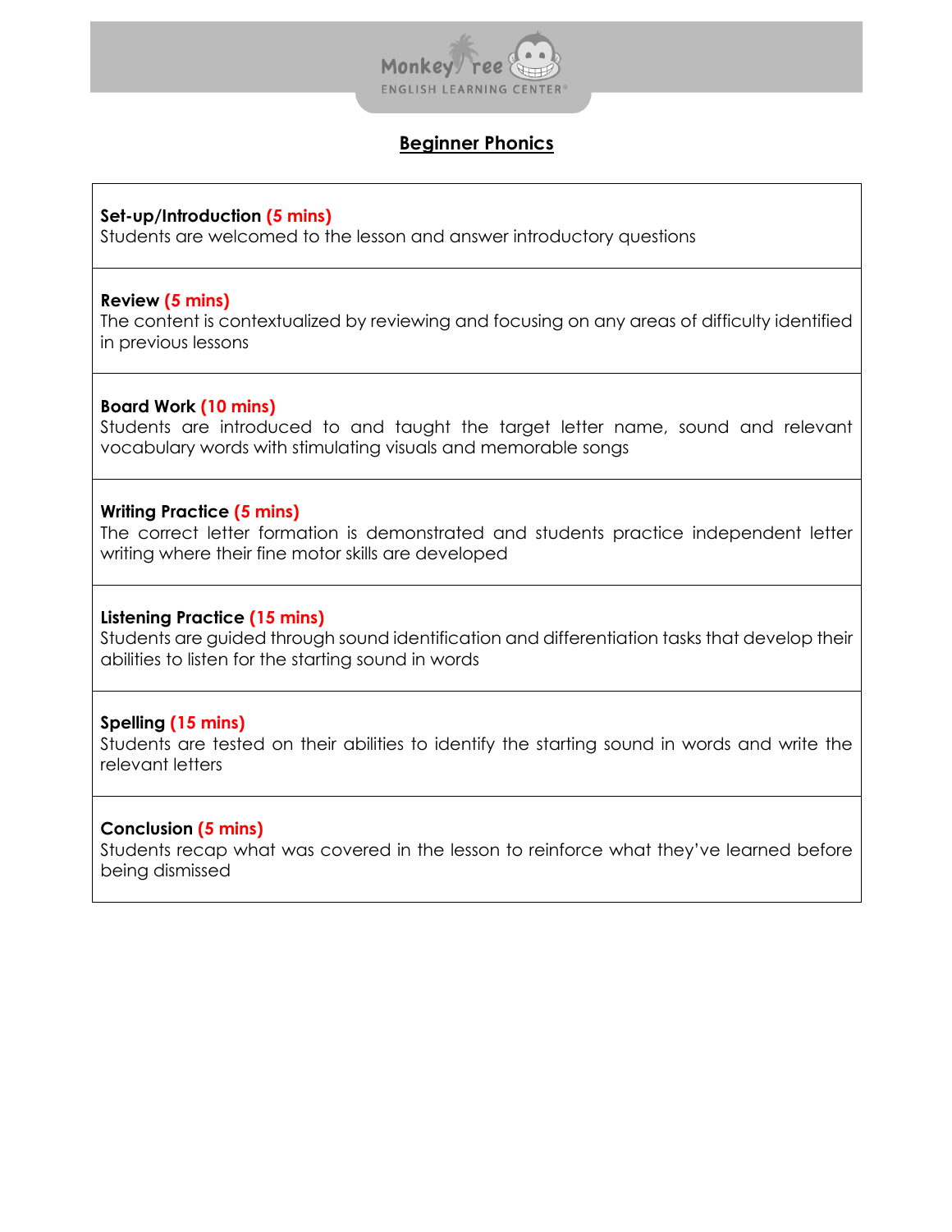# Beginner Phonics

**Set-up/Introduction (5 mins)**
Students are welcomed to the lesson and answer introductory questions

**Review (5 mins)**
The content is contextualized by reviewing and focusing on any areas of difficulty identified in previous lessons

**Board Work (10 mins)**
Students are introduced to and taught the target letter name, sound and relevant vocabulary words with stimulating visuals and memorable songs

**Writing Practice (5 mins)**
The correct letter formation is demonstrated and students practice independent letter writing where their fine motor skills are developed

**Listening Practice (15 mins)**
Students are guided through sound identification and differentiation tasks that develop their abilities to listen for the starting sound in words

**Spelling (15 mins)**
Students are tested on their abilities to identify the starting sound in words and write the relevant letters

**Conclusion (5 mins)**
Students recap what was covered in the lesson to reinforce what they've learned before being dismissed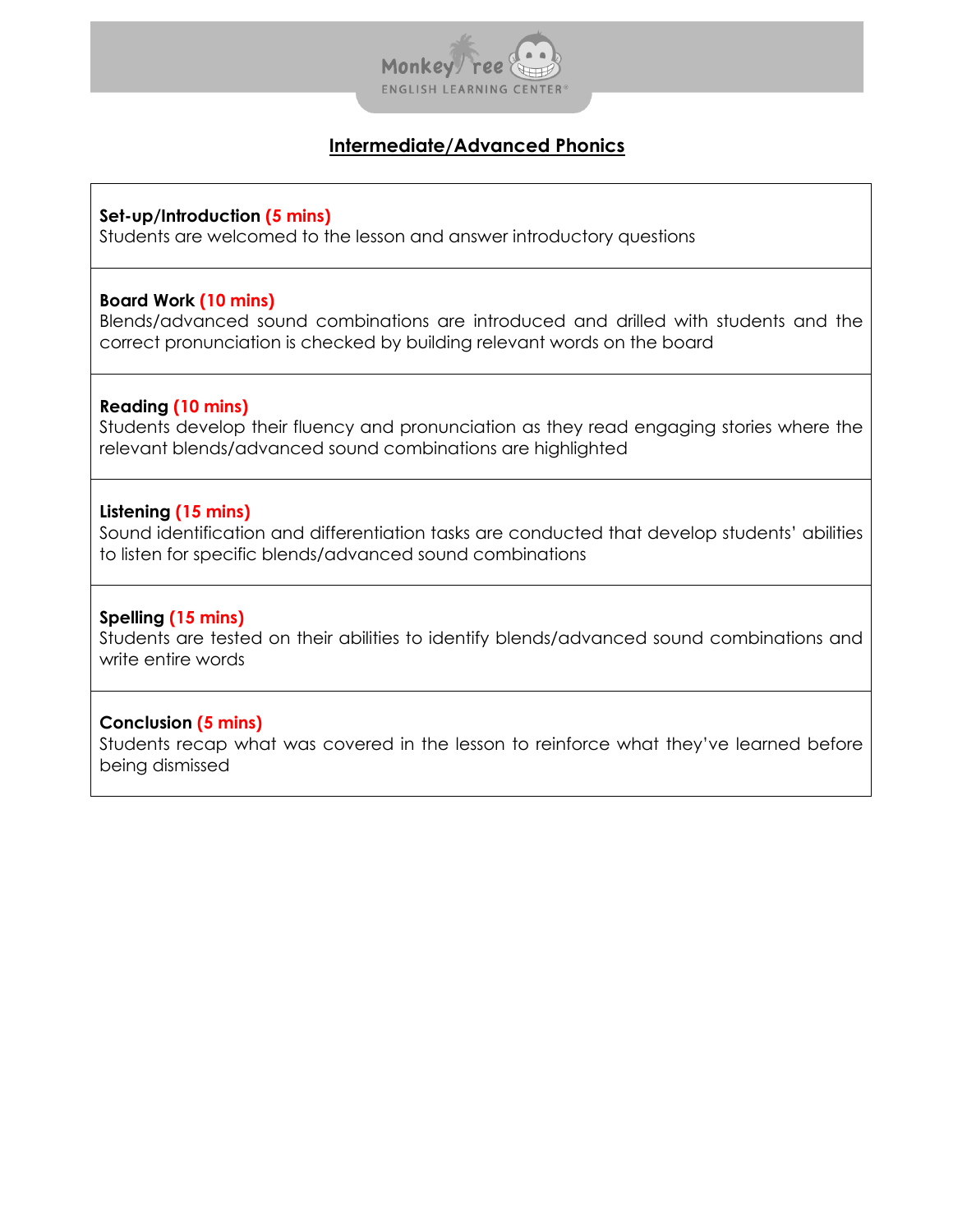# Intermediate/Advanced Phonics

**Set-up/Introduction (5 mins)**
Students are welcomed to the lesson and answer introductory questions

**Board Work (10 mins)**
Blends/advanced sound combinations are introduced and drilled with students and the correct pronunciation is checked by building relevant words on the board

**Reading (10 mins)**
Students develop their fluency and pronunciation as they read engaging stories where the relevant blends/advanced sound combinations are highlighted

**Listening (15 mins)**
Sound identification and differentiation tasks are conducted that develop students' abilities to listen for specific blends/advanced sound combinations

**Spelling (15 mins)**
Students are tested on their abilities to identify blends/advanced sound combinations and write entire words

**Conclusion (5 mins)**
Students recap what was covered in the lesson to reinforce what they've learned before being dismissed